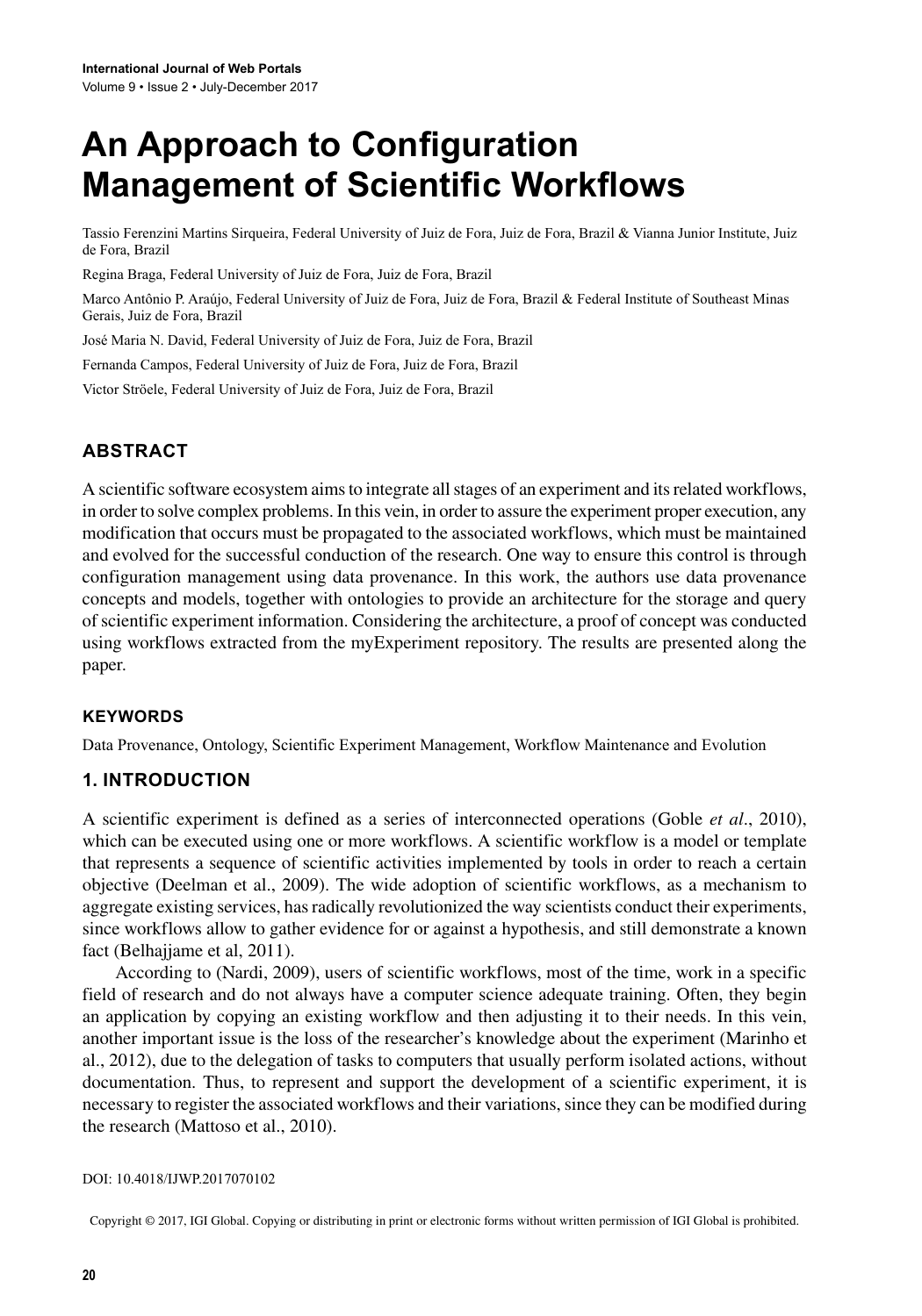# An Approach to Configuration Management of Scientific Workflows

Tassio Ferenzini Martins Sirqueira, Federal University of Juiz de Fora, Juiz de Fora, Brazil & Vianna Junior Institute, Juiz de Fora, Brazil

Regina Braga, Federal University of Juiz de Fora, Juiz de Fora, Brazil

Marco Antônio P. Araújo, Federal University of Juiz de Fora, Juiz de Fora, Brazil & Federal Institute of Southeast Minas Gerais, Juiz de Fora, Brazil

José Maria N. David, Federal University of Juiz de Fora, Juiz de Fora, Brazil

Fernanda Campos, Federal University of Juiz de Fora, Juiz de Fora, Brazil

Victor Ströele, Federal University of Juiz de Fora, Juiz de Fora, Brazil

## ABSTRACT

A scientific software ecosystem aims to integrate all stages of an experiment and its related workflows, in order to solve complex problems. In this vein, in order to assure the experiment proper execution, any modification that occurs must be propagated to the associated workflows, which must be maintained and evolved for the successful conduction of the research. One way to ensure this control is through configuration management using data provenance. In this work, the authors use data provenance concepts and models, together with ontologies to provide an architecture for the storage and query of scientific experiment information. Considering the architecture, a proof of concept was conducted using workflows extracted from the myExperiment repository. The results are presented along the paper.

### KEYWORDS

Data Provenance, Ontology, Scientific Experiment Management, Workflow Maintenance and Evolution

## 1. INTRODUCTION

A scientific experiment is defined as a series of interconnected operations (Goble *et al*., 2010), which can be executed using one or more workflows. A scientific workflow is a model or template that represents a sequence of scientific activities implemented by tools in order to reach a certain objective (Deelman et al., 2009). The wide adoption of scientific workflows, as a mechanism to aggregate existing services, has radically revolutionized the way scientists conduct their experiments, since workflows allow to gather evidence for or against a hypothesis, and still demonstrate a known fact (Belhajjame et al, 2011).

According to (Nardi, 2009), users of scientific workflows, most of the time, work in a specific field of research and do not always have a computer science adequate training. Often, they begin an application by copying an existing workflow and then adjusting it to their needs. In this vein, another important issue is the loss of the researcher's knowledge about the experiment (Marinho et al., 2012), due to the delegation of tasks to computers that usually perform isolated actions, without documentation. Thus, to represent and support the development of a scientific experiment, it is necessary to register the associated workflows and their variations, since they can be modified during the research (Mattoso et al., 2010).

DOI: 10.4018/IJWP.2017070102

Copyright © 2017, IGI Global. Copying or distributing in print or electronic forms without written permission of IGI Global is prohibited.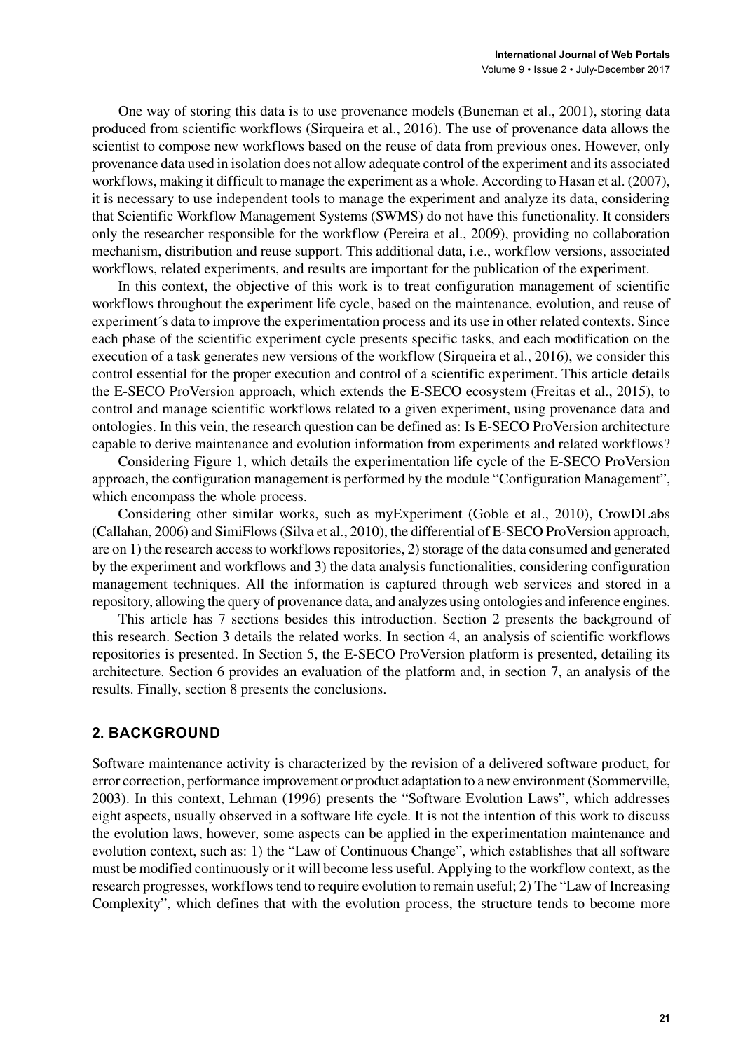One way of storing this data is to use provenance models (Buneman et al., 2001), storing data produced from scientific workflows (Sirqueira et al., 2016). The use of provenance data allows the scientist to compose new workflows based on the reuse of data from previous ones. However, only provenance data used in isolation does not allow adequate control of the experiment and its associated workflows, making it difficult to manage the experiment as a whole. According to Hasan et al. (2007), it is necessary to use independent tools to manage the experiment and analyze its data, considering that Scientific Workflow Management Systems (SWMS) do not have this functionality. It considers only the researcher responsible for the workflow (Pereira et al., 2009), providing no collaboration mechanism, distribution and reuse support. This additional data, i.e., workflow versions, associated workflows, related experiments, and results are important for the publication of the experiment.

In this context, the objective of this work is to treat configuration management of scientific workflows throughout the experiment life cycle, based on the maintenance, evolution, and reuse of experiment´s data to improve the experimentation process and its use in other related contexts. Since each phase of the scientific experiment cycle presents specific tasks, and each modification on the execution of a task generates new versions of the workflow (Sirqueira et al., 2016), we consider this control essential for the proper execution and control of a scientific experiment. This article details the E-SECO ProVersion approach, which extends the E-SECO ecosystem (Freitas et al., 2015), to control and manage scientific workflows related to a given experiment, using provenance data and ontologies. In this vein, the research question can be defined as: Is E-SECO ProVersion architecture capable to derive maintenance and evolution information from experiments and related workflows?

Considering Figure 1, which details the experimentation life cycle of the E-SECO ProVersion approach, the configuration management is performed by the module "Configuration Management", which encompass the whole process.

Considering other similar works, such as myExperiment (Goble et al., 2010), CrowDLabs (Callahan, 2006) and SimiFlows (Silva et al., 2010), the differential of E-SECO ProVersion approach, are on 1) the research access to workflows repositories, 2) storage of the data consumed and generated by the experiment and workflows and 3) the data analysis functionalities, considering configuration management techniques. All the information is captured through web services and stored in a repository, allowing the query of provenance data, and analyzes using ontologies and inference engines.

This article has 7 sections besides this introduction. Section 2 presents the background of this research. Section 3 details the related works. In section 4, an analysis of scientific workflows repositories is presented. In Section 5, the E-SECO ProVersion platform is presented, detailing its architecture. Section 6 provides an evaluation of the platform and, in section 7, an analysis of the results. Finally, section 8 presents the conclusions.

## 2. BACKGROUND

Software maintenance activity is characterized by the revision of a delivered software product, for error correction, performance improvement or product adaptation to a new environment (Sommerville, 2003). In this context, Lehman (1996) presents the "Software Evolution Laws", which addresses eight aspects, usually observed in a software life cycle. It is not the intention of this work to discuss the evolution laws, however, some aspects can be applied in the experimentation maintenance and evolution context, such as: 1) the "Law of Continuous Change", which establishes that all software must be modified continuously or it will become less useful. Applying to the workflow context, as the research progresses, workflows tend to require evolution to remain useful; 2) The "Law of Increasing Complexity", which defines that with the evolution process, the structure tends to become more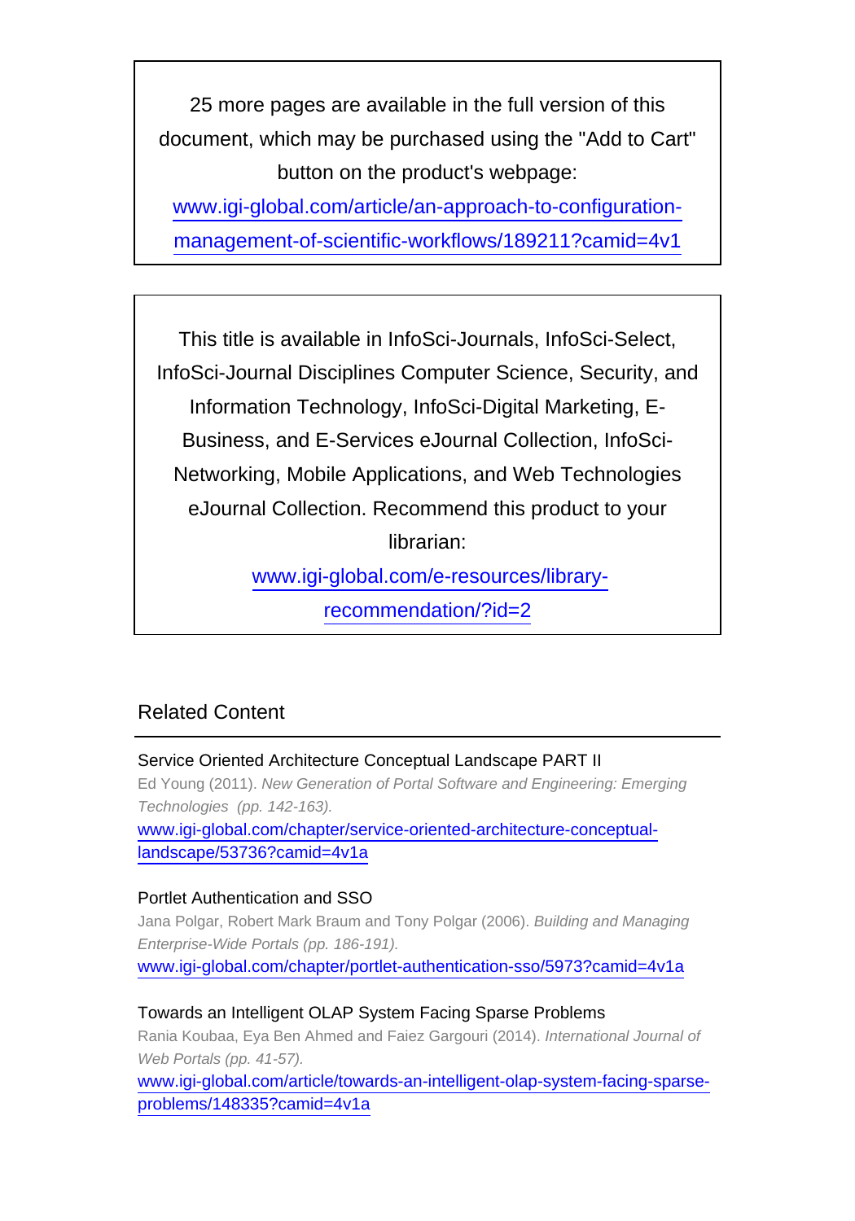25 more pages are available in the full version of this document, which may be purchased using the "Add to Cart" button on the product's webpage:
www.igi-global.com/article/an-approach-to-configuration-management-of-scientific-workflows/189211?camid=4v1

This title is available in InfoSci-Journals, InfoSci-Select, InfoSci-Journal Disciplines Computer Science, Security, and Information Technology, InfoSci-Digital Marketing, E-Business, and E-Services eJournal Collection, InfoSci-Networking, Mobile Applications, and Web Technologies eJournal Collection. Recommend this product to your librarian:
www.igi-global.com/e-resources/library-recommendation/?id=2

## Related Content

Service Oriented Architecture Conceptual Landscape PART II
Ed Young (2011). *New Generation of Portal Software and Engineering: Emerging Technologies (pp. 142-163).*
www.igi-global.com/chapter/service-oriented-architecture-conceptual-landscape/53736?camid=4v1a

Portlet Authentication and SSO
Jana Polgar, Robert Mark Braum and Tony Polgar (2006). *Building and Managing Enterprise-Wide Portals (pp. 186-191).*
www.igi-global.com/chapter/portlet-authentication-sso/5973?camid=4v1a

Towards an Intelligent OLAP System Facing Sparse Problems
Rania Koubaa, Eya Ben Ahmed and Faiez Gargouri (2014). *International Journal of Web Portals (pp. 41-57).*
www.igi-global.com/article/towards-an-intelligent-olap-system-facing-sparse-problems/148335?camid=4v1a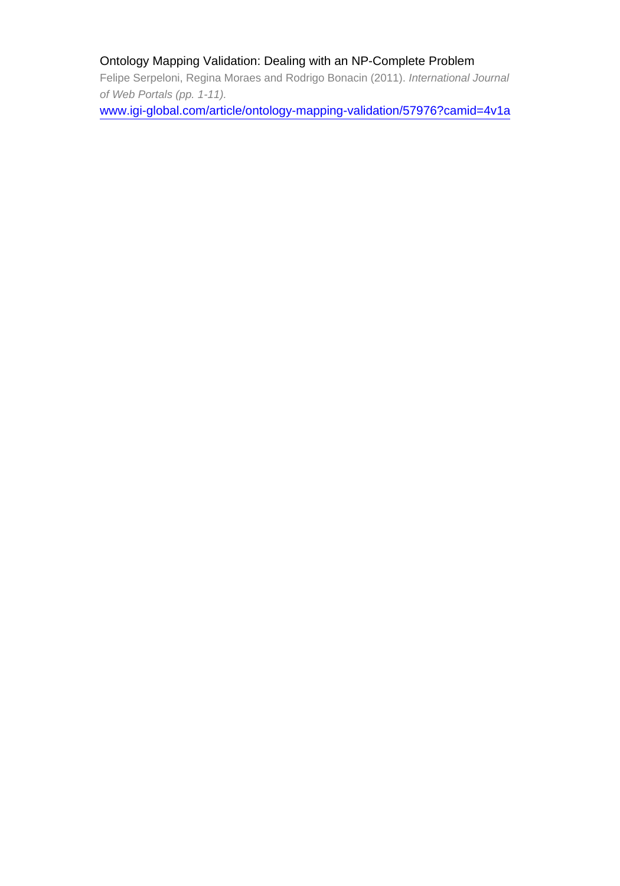Ontology Mapping Validation: Dealing with an NP-Complete Problem

Felipe Serpeloni, Regina Moraes and Rodrigo Bonacin (2011). *International Journal of Web Portals (pp. 1-11).*

www.igi-global.com/article/ontology-mapping-validation/57976?camid=4v1a